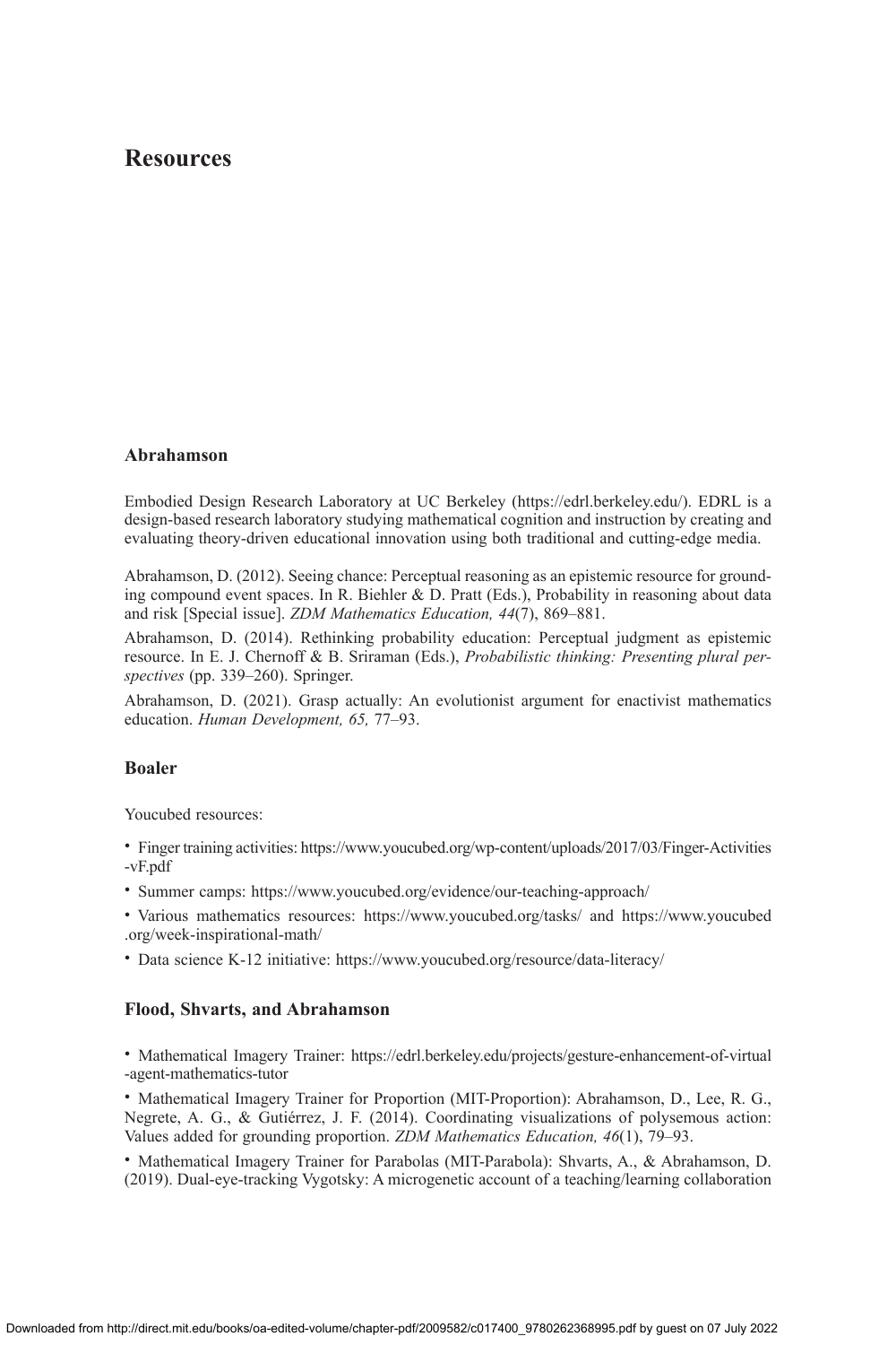# Resources

## Abrahamson

Embodied Design Research Laboratory at UC Berkeley (https://edrl.berkeley.edu/). EDRL is a design-based research laboratory studying mathematical cognition and instruction by creating and evaluating theory-driven educational innovation using both traditional and cutting-edge media.

Abrahamson, D. (2012). Seeing chance: Perceptual reasoning as an epistemic resource for grounding compound event spaces. In R. Biehler & D. Pratt (Eds.), Probability in reasoning about data and risk [Special issue]. *ZDM Mathematics Education, 44*(7), 869–881.

Abrahamson, D. (2014). Rethinking probability education: Perceptual judgment as epistemic resource. In E. J. Chernoff & B. Sriraman (Eds.), *Probabilistic thinking: Presenting plural perspectives* (pp. 339–260). Springer.

Abrahamson, D. (2021). Grasp actually: An evolutionist argument for enactivist mathematics education. *Human Development, 65,* 77–93.

## Boaler

Youcubed resources:

- Finger training activities: https://www.youcubed.org/wp-content/uploads/2017/03/Finger-Activities-vF.pdf
- Summer camps: https://www.youcubed.org/evidence/our-teaching-approach/
- Various mathematics resources: https://www.youcubed.org/tasks/ and https://www.youcubed.org/week-inspirational-math/
- Data science K-12 initiative: https://www.youcubed.org/resource/data-literacy/

## Flood, Shvarts, and Abrahamson

- Mathematical Imagery Trainer: https://edrl.berkeley.edu/projects/gesture-enhancement-of-virtual-agent-mathematics-tutor
- Mathematical Imagery Trainer for Proportion (MIT-Proportion): Abrahamson, D., Lee, R. G., Negrete, A. G., & Gutiérrez, J. F. (2014). Coordinating visualizations of polysemous action: Values added for grounding proportion. *ZDM Mathematics Education, 46*(1), 79–93.
- Mathematical Imagery Trainer for Parabolas (MIT-Parabola): Shvarts, A., & Abrahamson, D. (2019). Dual-eye-tracking Vygotsky: A microgenetic account of a teaching/learning collaboration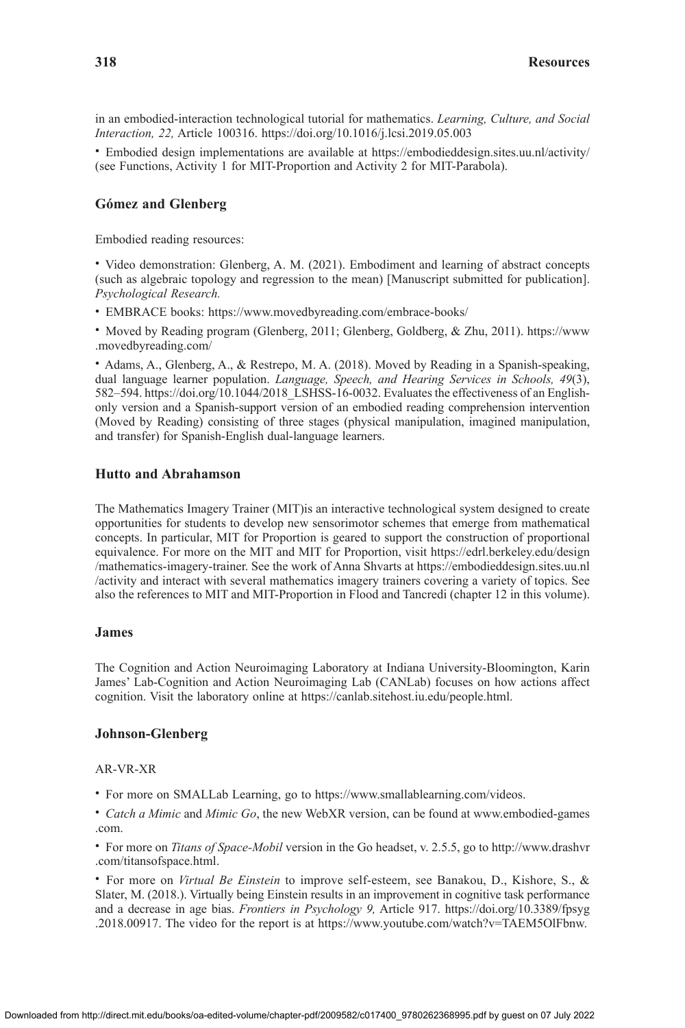in an embodied-interaction technological tutorial for mathematics. *Learning, Culture, and Social Interaction, 22,* Article 100316. https://doi.org/10.1016/j.lcsi.2019.05.003

- Embodied design implementations are available at https://embodieddesign.sites.uu.nl/activity/ (see Functions, Activity 1 for MIT-Proportion and Activity 2 for MIT-Parabola).

### Gómez and Glenberg

Embodied reading resources:

- Video demonstration: Glenberg, A. M. (2021). Embodiment and learning of abstract concepts (such as algebraic topology and regression to the mean) [Manuscript submitted for publication]. *Psychological Research.*
- EMBRACE books: https://www.movedbyreading.com/embrace-books/
- Moved by Reading program (Glenberg, 2011; Glenberg, Goldberg, & Zhu, 2011). https://www.movedbyreading.com/
- Adams, A., Glenberg, A., & Restrepo, M. A. (2018). Moved by Reading in a Spanish-speaking, dual language learner population. *Language, Speech, and Hearing Services in Schools, 49*(3), 582–594. https://doi.org/10.1044/2018_LSHSS-16-0032. Evaluates the effectiveness of an English-only version and a Spanish-support version of an embodied reading comprehension intervention (Moved by Reading) consisting of three stages (physical manipulation, imagined manipulation, and transfer) for Spanish-English dual-language learners.

### Hutto and Abrahamson

The Mathematics Imagery Trainer (MIT)is an interactive technological system designed to create opportunities for students to develop new sensorimotor schemes that emerge from mathematical concepts. In particular, MIT for Proportion is geared to support the construction of proportional equivalence. For more on the MIT and MIT for Proportion, visit https://edrl.berkeley.edu/design/mathematics-imagery-trainer. See the work of Anna Shvarts at https://embodieddesign.sites.uu.nl/activity and interact with several mathematics imagery trainers covering a variety of topics. See also the references to MIT and MIT-Proportion in Flood and Tancredi (chapter 12 in this volume).

### James

The Cognition and Action Neuroimaging Laboratory at Indiana University-Bloomington, Karin James' Lab-Cognition and Action Neuroimaging Lab (CANLab) focuses on how actions affect cognition. Visit the laboratory online at https://canlab.sitehost.iu.edu/people.html.

### Johnson-Glenberg

AR-VR-XR

- For more on SMALLab Learning, go to https://www.smallablearning.com/videos.
- *Catch a Mimic* and *Mimic Go*, the new WebXR version, can be found at www.embodied-games.com.
- For more on *Titans of Space-Mobil* version in the Go headset, v. 2.5.5, go to http://www.drashvr.com/titansofspace.html.
- For more on *Virtual Be Einstein* to improve self-esteem, see Banakou, D., Kishore, S., & Slater, M. (2018.). Virtually being Einstein results in an improvement in cognitive task performance and a decrease in age bias. *Frontiers in Psychology 9,* Article 917. https://doi.org/10.3389/fpsyg.2018.00917. The video for the report is at https://www.youtube.com/watch?v=TAEM5OlFbnw.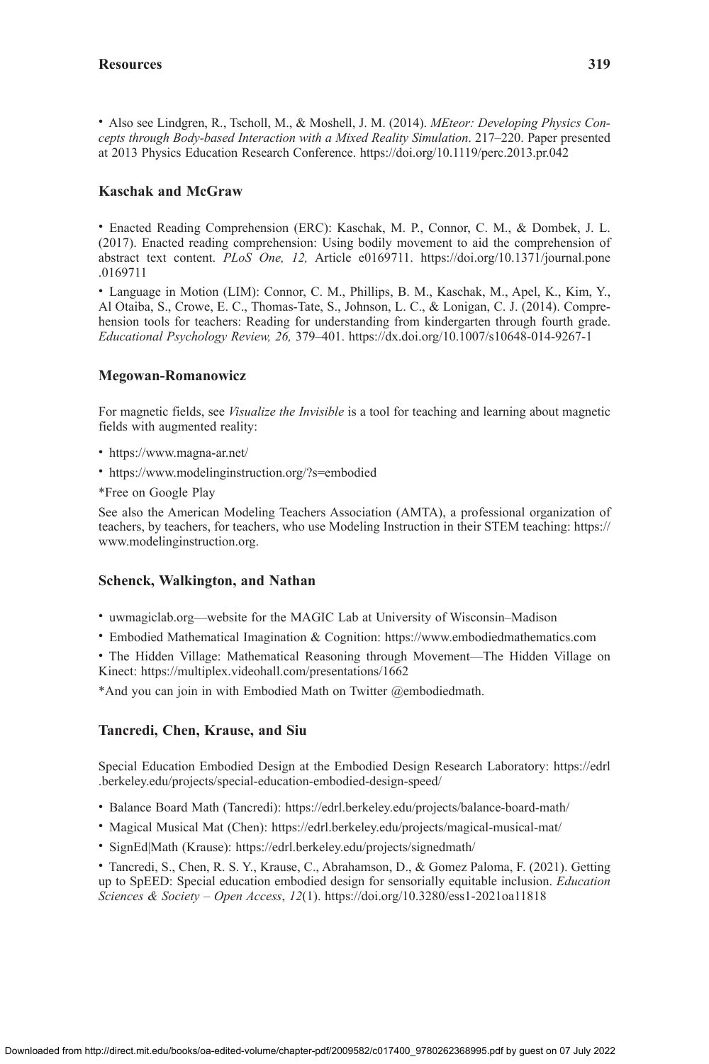- Also see Lindgren, R., Tscholl, M., & Moshell, J. M. (2014). *MEteor: Developing Physics Concepts through Body-based Interaction with a Mixed Reality Simulation*. 217–220. Paper presented at 2013 Physics Education Research Conference. https://doi.org/10.1119/perc.2013.pr.042

### Kaschak and McGraw

- Enacted Reading Comprehension (ERC): Kaschak, M. P., Connor, C. M., & Dombek, J. L. (2017). Enacted reading comprehension: Using bodily movement to aid the comprehension of abstract text content. *PLoS One, 12,* Article e0169711. https://doi.org/10.1371/journal.pone.0169711
- Language in Motion (LIM): Connor, C. M., Phillips, B. M., Kaschak, M., Apel, K., Kim, Y., Al Otaiba, S., Crowe, E. C., Thomas-Tate, S., Johnson, L. C., & Lonigan, C. J. (2014). Comprehension tools for teachers: Reading for understanding from kindergarten through fourth grade. *Educational Psychology Review, 26,* 379–401. https://dx.doi.org/10.1007/s10648-014-9267-1

### Megowan-Romanowicz

For magnetic fields, see *Visualize the Invisible* is a tool for teaching and learning about magnetic fields with augmented reality:

- https://www.magna-ar.net/
- https://www.modelinginstruction.org/?s=embodied

*Free on Google Play

See also the American Modeling Teachers Association (AMTA), a professional organization of teachers, by teachers, for teachers, who use Modeling Instruction in their STEM teaching: https://www.modelinginstruction.org.

### Schenck, Walkington, and Nathan

- uwmagiclab.org—website for the MAGIC Lab at University of Wisconsin–Madison
- Embodied Mathematical Imagination & Cognition: https://www.embodiedmathematics.com
- The Hidden Village: Mathematical Reasoning through Movement—The Hidden Village on Kinect: https://multiplex.videohall.com/presentations/1662

*And you can join in with Embodied Math on Twitter @embodiedmath.

### Tancredi, Chen, Krause, and Siu

Special Education Embodied Design at the Embodied Design Research Laboratory: https://edrl.berkeley.edu/projects/special-education-embodied-design-speed/

- Balance Board Math (Tancredi): https://edrl.berkeley.edu/projects/balance-board-math/
- Magical Musical Mat (Chen): https://edrl.berkeley.edu/projects/magical-musical-mat/
- SignEd|Math (Krause): https://edrl.berkeley.edu/projects/signedmath/
- Tancredi, S., Chen, R. S. Y., Krause, C., Abrahamson, D., & Gomez Paloma, F. (2021). Getting up to SpEED: Special education embodied design for sensorially equitable inclusion. *Education Sciences & Society – Open Access*, *12*(1). https://doi.org/10.3280/ess1-2021oa11818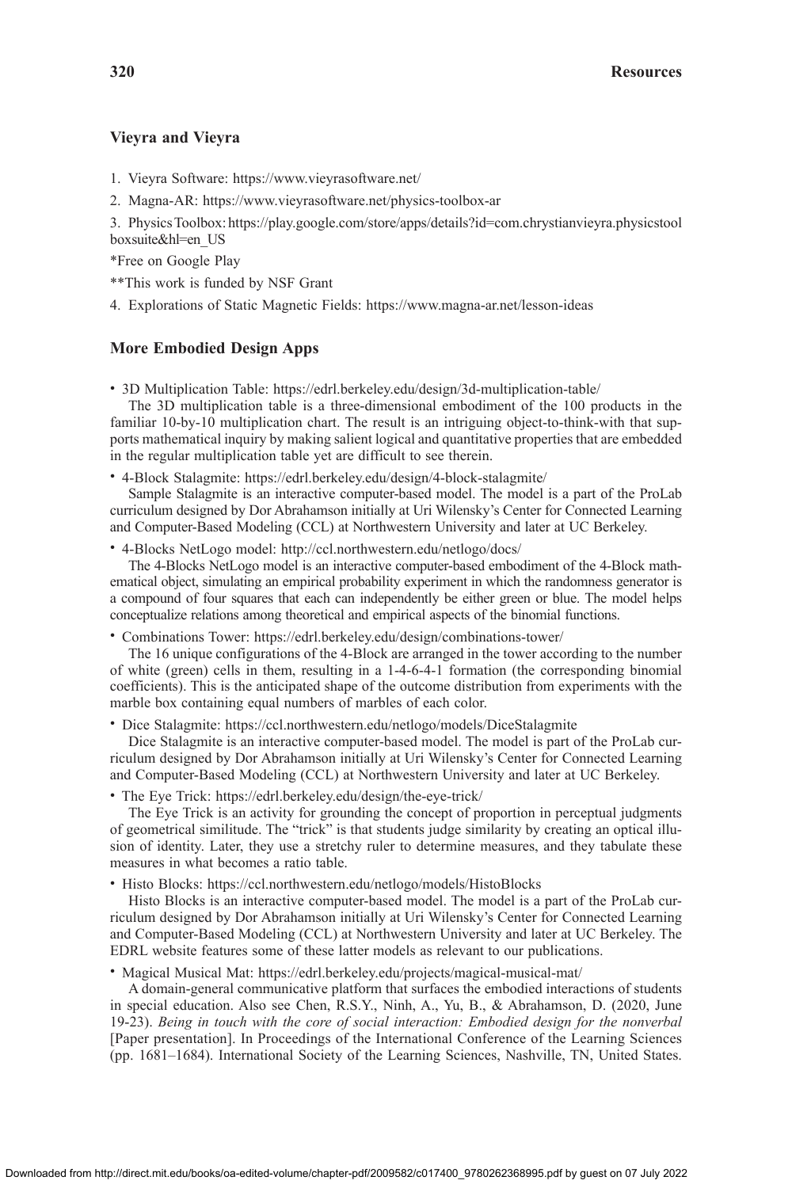### Vieyra and Vieyra

1. Vieyra Software: https://www.vieyrasoftware.net/
2. Magna-AR: https://www.vieyrasoftware.net/physics-toolbox-ar
3. Physics Toolbox: https://play.google.com/store/apps/details?id=com.chrystianvieyra.physicstoolboxsuite&hl=en_US

*Free on Google Play

**This work is funded by NSF Grant

4. Explorations of Static Magnetic Fields: https://www.magna-ar.net/lesson-ideas

### More Embodied Design Apps

- 3D Multiplication Table: https://edrl.berkeley.edu/design/3d-multiplication-table/

  The 3D multiplication table is a three-dimensional embodiment of the 100 products in the familiar 10-by-10 multiplication chart. The result is an intriguing object-to-think-with that supports mathematical inquiry by making salient logical and quantitative properties that are embedded in the regular multiplication table yet are difficult to see therein.

- 4-Block Stalagmite: https://edrl.berkeley.edu/design/4-block-stalagmite/

  Sample Stalagmite is an interactive computer-based model. The model is a part of the ProLab curriculum designed by Dor Abrahamson initially at Uri Wilensky's Center for Connected Learning and Computer-Based Modeling (CCL) at Northwestern University and later at UC Berkeley.

- 4-Blocks NetLogo model: http://ccl.northwestern.edu/netlogo/docs/

  The 4-Blocks NetLogo model is an interactive computer-based embodiment of the 4-Block mathematical object, simulating an empirical probability experiment in which the randomness generator is a compound of four squares that each can independently be either green or blue. The model helps conceptualize relations among theoretical and empirical aspects of the binomial functions.

- Combinations Tower: https://edrl.berkeley.edu/design/combinations-tower/

  The 16 unique configurations of the 4-Block are arranged in the tower according to the number of white (green) cells in them, resulting in a 1-4-6-4-1 formation (the corresponding binomial coefficients). This is the anticipated shape of the outcome distribution from experiments with the marble box containing equal numbers of marbles of each color.

- Dice Stalagmite: https://ccl.northwestern.edu/netlogo/models/DiceStalagmite

  Dice Stalagmite is an interactive computer-based model. The model is part of the ProLab curriculum designed by Dor Abrahamson initially at Uri Wilensky's Center for Connected Learning and Computer-Based Modeling (CCL) at Northwestern University and later at UC Berkeley.

- The Eye Trick: https://edrl.berkeley.edu/design/the-eye-trick/

  The Eye Trick is an activity for grounding the concept of proportion in perceptual judgments of geometrical similitude. The "trick" is that students judge similarity by creating an optical illusion of identity. Later, they use a stretchy ruler to determine measures, and they tabulate these measures in what becomes a ratio table.

- Histo Blocks: https://ccl.northwestern.edu/netlogo/models/HistoBlocks

  Histo Blocks is an interactive computer-based model. The model is a part of the ProLab curriculum designed by Dor Abrahamson initially at Uri Wilensky's Center for Connected Learning and Computer-Based Modeling (CCL) at Northwestern University and later at UC Berkeley. The EDRL website features some of these latter models as relevant to our publications.

- Magical Musical Mat: https://edrl.berkeley.edu/projects/magical-musical-mat/

  A domain-general communicative platform that surfaces the embodied interactions of students in special education. Also see Chen, R.S.Y., Ninh, A., Yu, B., & Abrahamson, D. (2020, June 19-23). *Being in touch with the core of social interaction: Embodied design for the nonverbal* [Paper presentation]. In Proceedings of the International Conference of the Learning Sciences (pp. 1681–1684). International Society of the Learning Sciences, Nashville, TN, United States.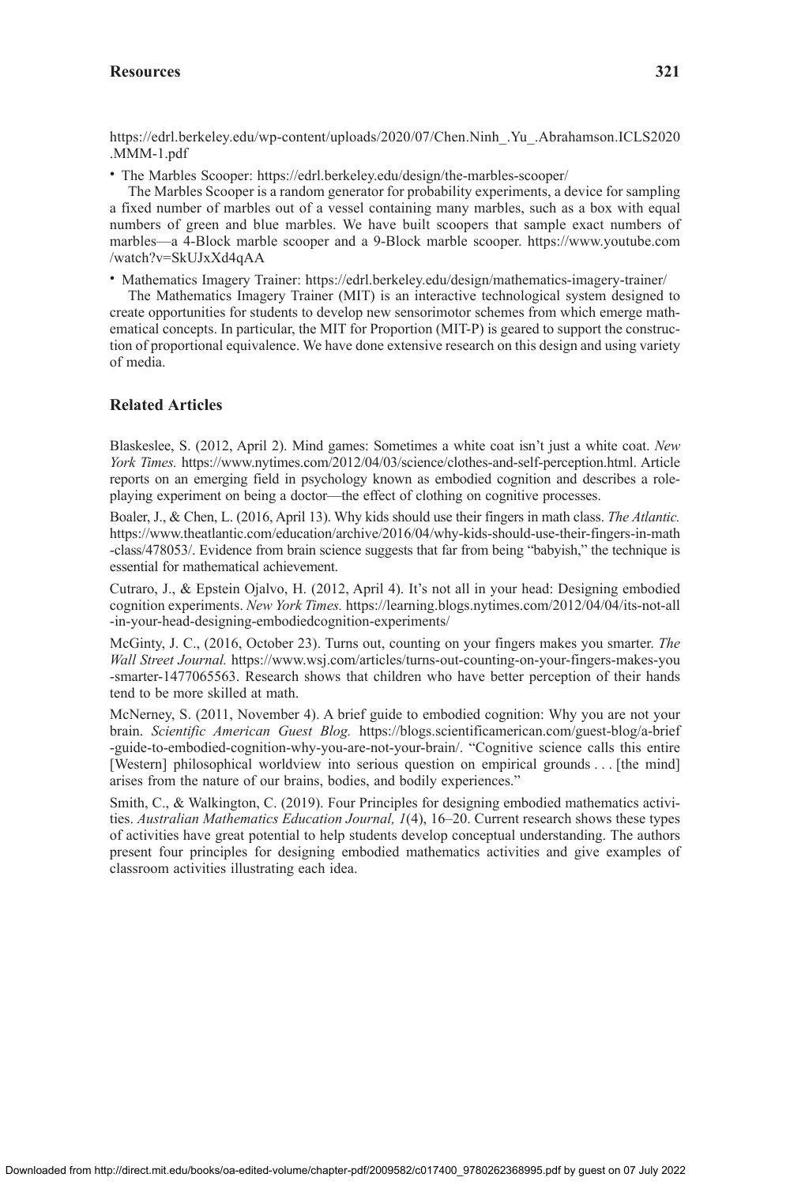https://edrl.berkeley.edu/wp-content/uploads/2020/07/Chen.Ninh_.Yu_.Abrahamson.ICLS2020.MMM-1.pdf

- The Marbles Scooper: https://edrl.berkeley.edu/design/the-marbles-scooper/

  The Marbles Scooper is a random generator for probability experiments, a device for sampling a fixed number of marbles out of a vessel containing many marbles, such as a box with equal numbers of green and blue marbles. We have built scoopers that sample exact numbers of marbles—a 4-Block marble scooper and a 9-Block marble scooper. https://www.youtube.com/watch?v=SkUJxXd4qAA

- Mathematics Imagery Trainer: https://edrl.berkeley.edu/design/mathematics-imagery-trainer/

  The Mathematics Imagery Trainer (MIT) is an interactive technological system designed to create opportunities for students to develop new sensorimotor schemes from which emerge mathematical concepts. In particular, the MIT for Proportion (MIT-P) is geared to support the construction of proportional equivalence. We have done extensive research on this design and using variety of media.

### Related Articles

Blaskeslee, S. (2012, April 2). Mind games: Sometimes a white coat isn't just a white coat. *New York Times.* https://www.nytimes.com/2012/04/03/science/clothes-and-self-perception.html. Article reports on an emerging field in psychology known as embodied cognition and describes a role-playing experiment on being a doctor—the effect of clothing on cognitive processes.

Boaler, J., & Chen, L. (2016, April 13). Why kids should use their fingers in math class. *The Atlantic.* https://www.theatlantic.com/education/archive/2016/04/why-kids-should-use-their-fingers-in-math-class/478053/. Evidence from brain science suggests that far from being "babyish," the technique is essential for mathematical achievement.

Cutraro, J., & Epstein Ojalvo, H. (2012, April 4). It's not all in your head: Designing embodied cognition experiments. *New York Times.* https://learning.blogs.nytimes.com/2012/04/04/its-not-all-in-your-head-designing-embodiedcognition-experiments/

McGinty, J. C., (2016, October 23). Turns out, counting on your fingers makes you smarter. *The Wall Street Journal.* https://www.wsj.com/articles/turns-out-counting-on-your-fingers-makes-you-smarter-1477065563. Research shows that children who have better perception of their hands tend to be more skilled at math.

McNerney, S. (2011, November 4). A brief guide to embodied cognition: Why you are not your brain. *Scientific American Guest Blog.* https://blogs.scientificamerican.com/guest-blog/a-brief-guide-to-embodied-cognition-why-you-are-not-your-brain/. "Cognitive science calls this entire [Western] philosophical worldview into serious question on empirical grounds . . . [the mind] arises from the nature of our brains, bodies, and bodily experiences."

Smith, C., & Walkington, C. (2019). Four Principles for designing embodied mathematics activities. *Australian Mathematics Education Journal, 1*(4), 16–20. Current research shows these types of activities have great potential to help students develop conceptual understanding. The authors present four principles for designing embodied mathematics activities and give examples of classroom activities illustrating each idea.